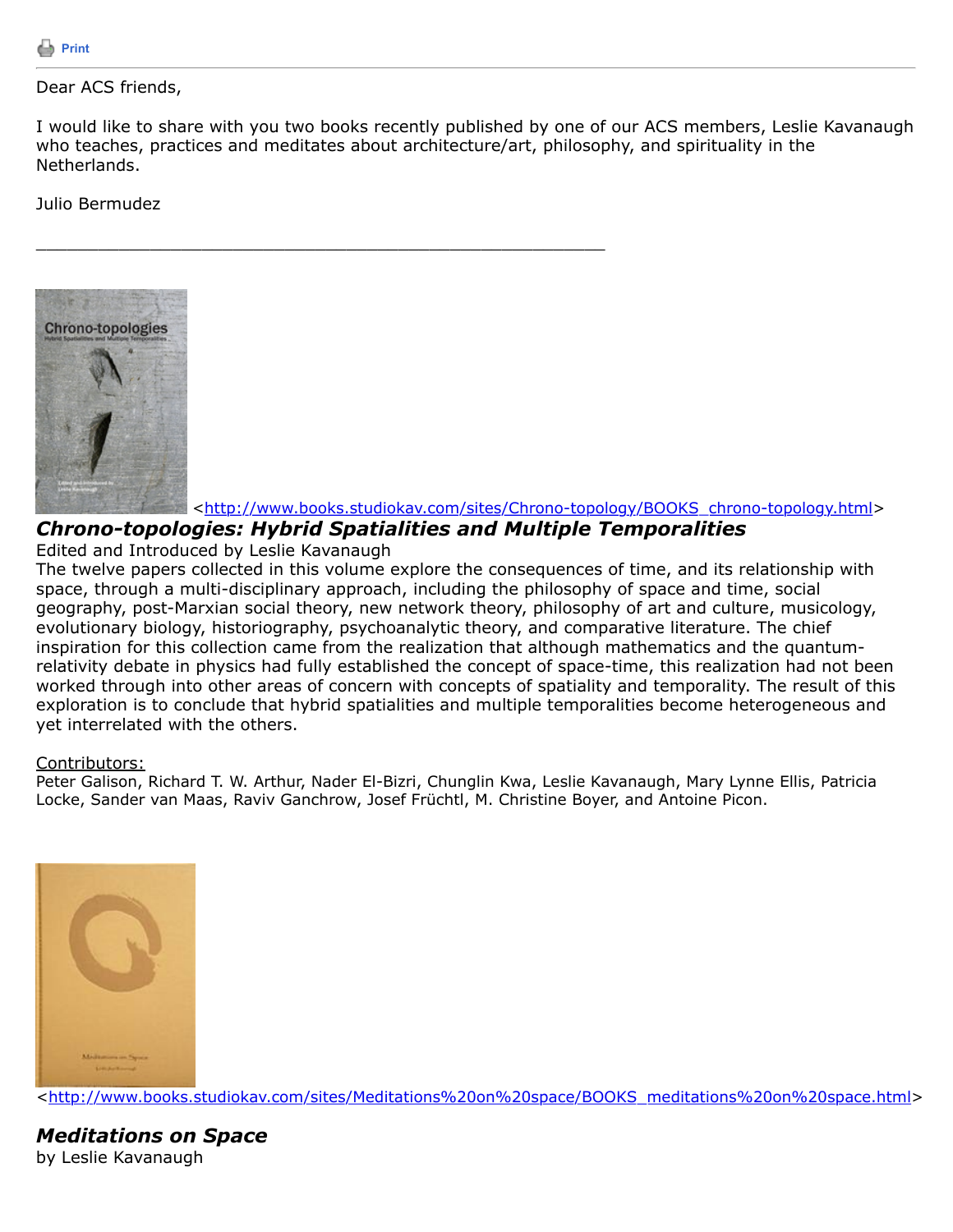Print

Dear ACS friends,

I would like to share with you two books recently published by one of our ACS members, Leslie Kavanaugh who teaches, practices and meditates about architecture/art, philosophy, and spirituality in the Netherlands.

Julio Bermudez

---

<http://www.books.studiokav.com/sites/Chrono-topology/BOOKS_chrono-topology.html>

***Chrono-topologies: Hybrid Spatialities and Multiple Temporalities***

Edited and Introduced by Leslie Kavanaugh

The twelve papers collected in this volume explore the consequences of time, and its relationship with space, through a multi-disciplinary approach, including the philosophy of space and time, social geography, post-Marxian social theory, new network theory, philosophy of art and culture, musicology, evolutionary biology, historiography, psychoanalytic theory, and comparative literature. The chief inspiration for this collection came from the realization that although mathematics and the quantum-relativity debate in physics had fully established the concept of space-time, this realization had not been worked through into other areas of concern with concepts of spatiality and temporality. The result of this exploration is to conclude that hybrid spatialities and multiple temporalities become heterogeneous and yet interrelated with the others.

Contributors:

Peter Galison, Richard T. W. Arthur, Nader El-Bizri, Chunglin Kwa, Leslie Kavanaugh, Mary Lynne Ellis, Patricia Locke, Sander van Maas, Raviv Ganchrow, Josef Früchtl, M. Christine Boyer, and Antoine Picon.

<http://www.books.studiokav.com/sites/Meditations%20on%20space/BOOKS_meditations%20on%20space.html>

***Meditations on Space***

by Leslie Kavanaugh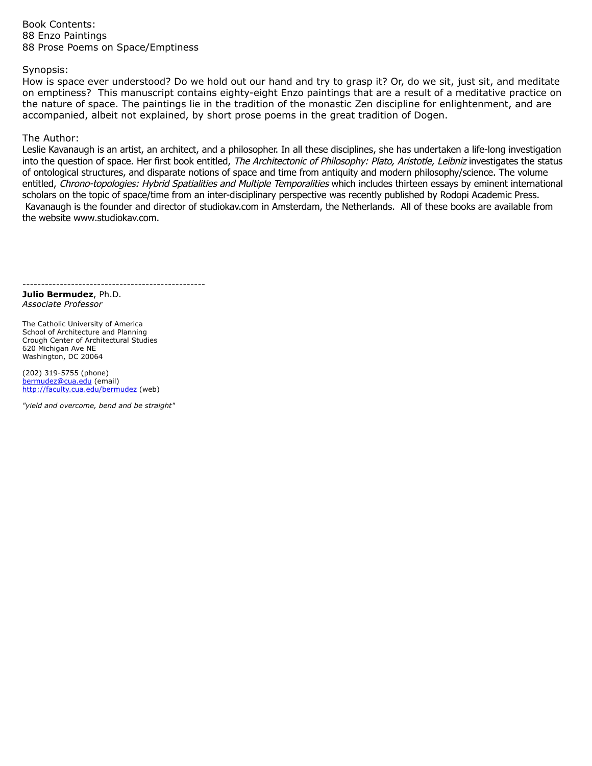Book Contents:
88 Enzo Paintings
88 Prose Poems on Space/Emptiness

Synopsis:
How is space ever understood? Do we hold out our hand and try to grasp it? Or, do we sit, just sit, and meditate on emptiness? This manuscript contains eighty-eight Enzo paintings that are a result of a meditative practice on the nature of space. The paintings lie in the tradition of the monastic Zen discipline for enlightenment, and are accompanied, albeit not explained, by short prose poems in the great tradition of Dogen.

The Author:
Leslie Kavanaugh is an artist, an architect, and a philosopher. In all these disciplines, she has undertaken a life-long investigation into the question of space. Her first book entitled, *The Architectonic of Philosophy: Plato, Aristotle, Leibniz* investigates the status of ontological structures, and disparate notions of space and time from antiquity and modern philosophy/science. The volume entitled, *Chrono-topologies: Hybrid Spatialities and Multiple Temporalities* which includes thirteen essays by eminent international scholars on the topic of space/time from an inter-disciplinary perspective was recently published by Rodopi Academic Press. Kavanaugh is the founder and director of studiokav.com in Amsterdam, the Netherlands. All of these books are available from the website www.studiokav.com.

------------------------------------------------
**Julio Bermudez**, Ph.D.
*Associate Professor*

The Catholic University of America
School of Architecture and Planning
Crough Center of Architectural Studies
620 Michigan Ave NE
Washington, DC 20064

(202) 319-5755 (phone)
bermudez@cua.edu (email)
http://faculty.cua.edu/bermudez (web)

*"yield and overcome, bend and be straight"*